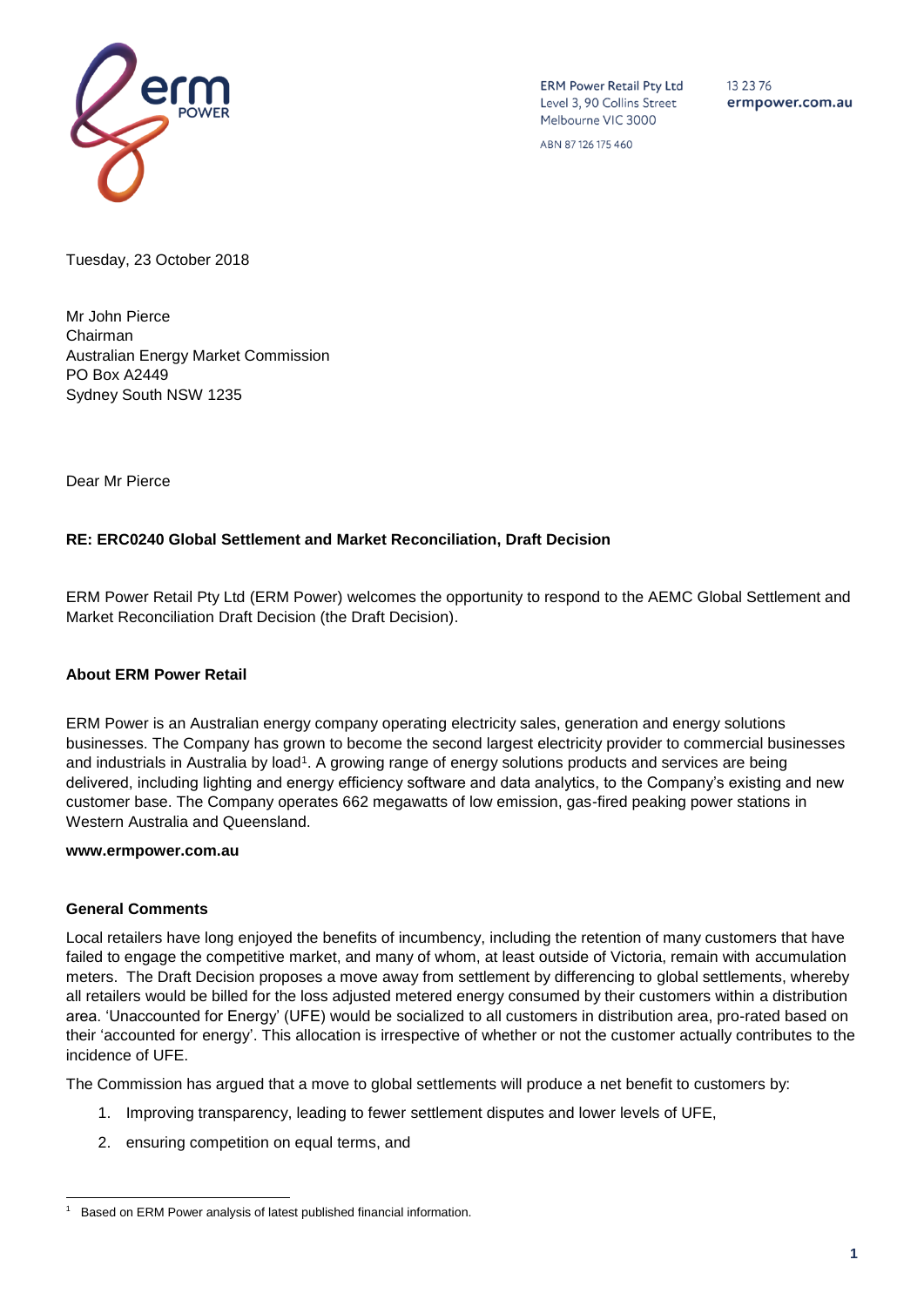ERM Power Retail Pty Ltd
Level 3, 90 Collins Street
Melbourne VIC 3000

ABN 87 126 175 460

13 23 76
ermpower.com.au

Tuesday, 23 October 2018

Mr John Pierce
Chairman
Australian Energy Market Commission
PO Box A2449
Sydney South NSW 1235

Dear Mr Pierce

**RE: ERC0240 Global Settlement and Market Reconciliation, Draft Decision**

ERM Power Retail Pty Ltd (ERM Power) welcomes the opportunity to respond to the AEMC Global Settlement and Market Reconciliation Draft Decision (the Draft Decision).

**About ERM Power Retail**

ERM Power is an Australian energy company operating electricity sales, generation and energy solutions businesses. The Company has grown to become the second largest electricity provider to commercial businesses and industrials in Australia by load[1]. A growing range of energy solutions products and services are being delivered, including lighting and energy efficiency software and data analytics, to the Company's existing and new customer base. The Company operates 662 megawatts of low emission, gas-fired peaking power stations in Western Australia and Queensland.

**www.ermpower.com.au**

**General Comments**

Local retailers have long enjoyed the benefits of incumbency, including the retention of many customers that have failed to engage the competitive market, and many of whom, at least outside of Victoria, remain with accumulation meters. The Draft Decision proposes a move away from settlement by differencing to global settlements, whereby all retailers would be billed for the loss adjusted metered energy consumed by their customers within a distribution area. 'Unaccounted for Energy' (UFE) would be socialized to all customers in distribution area, pro-rated based on their 'accounted for energy'. This allocation is irrespective of whether or not the customer actually contributes to the incidence of UFE.

The Commission has argued that a move to global settlements will produce a net benefit to customers by:

1. Improving transparency, leading to fewer settlement disputes and lower levels of UFE,
2. ensuring competition on equal terms, and

[1] Based on ERM Power analysis of latest published financial information.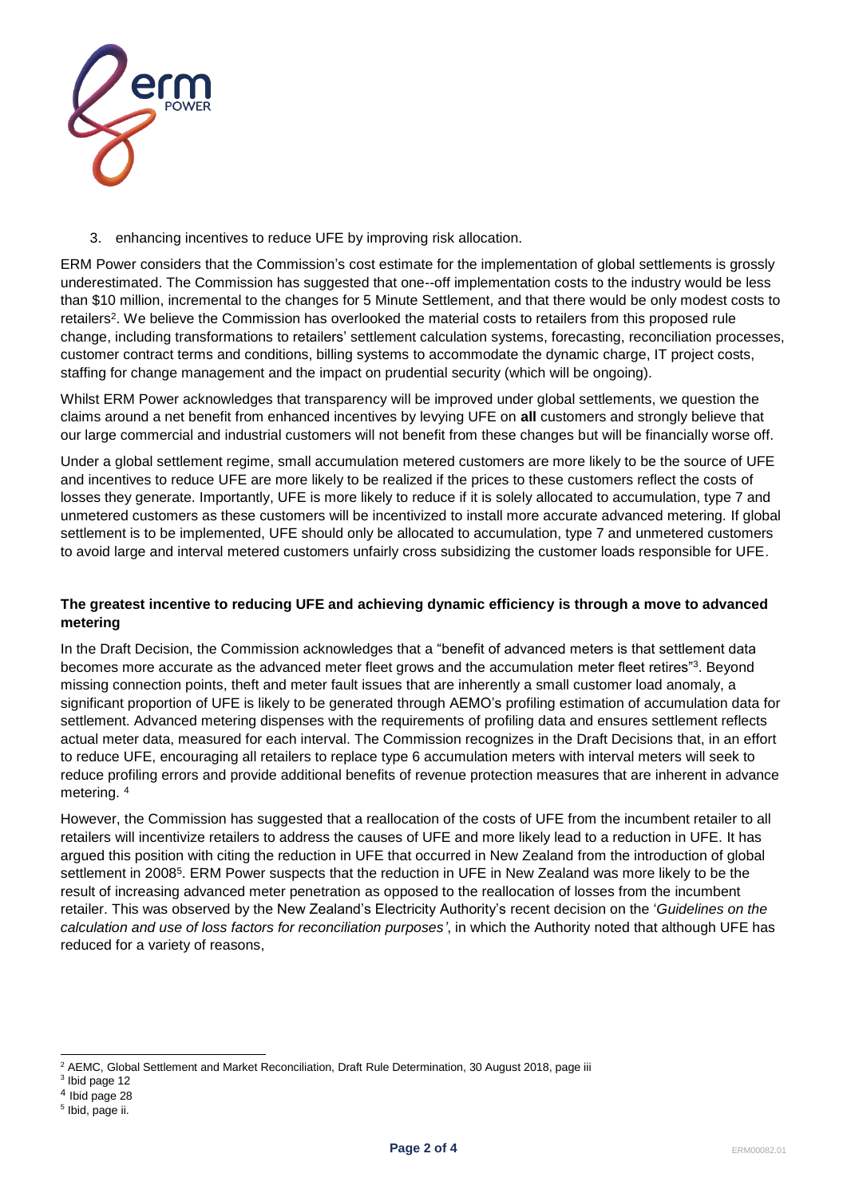3. enhancing incentives to reduce UFE by improving risk allocation.

ERM Power considers that the Commission's cost estimate for the implementation of global settlements is grossly underestimated. The Commission has suggested that one--off implementation costs to the industry would be less than $10 million, incremental to the changes for 5 Minute Settlement, and that there would be only modest costs to retailers[2]. We believe the Commission has overlooked the material costs to retailers from this proposed rule change, including transformations to retailers' settlement calculation systems, forecasting, reconciliation processes, customer contract terms and conditions, billing systems to accommodate the dynamic charge, IT project costs, staffing for change management and the impact on prudential security (which will be ongoing).

Whilst ERM Power acknowledges that transparency will be improved under global settlements, we question the claims around a net benefit from enhanced incentives by levying UFE on **all** customers and strongly believe that our large commercial and industrial customers will not benefit from these changes but will be financially worse off.

Under a global settlement regime, small accumulation metered customers are more likely to be the source of UFE and incentives to reduce UFE are more likely to be realized if the prices to these customers reflect the costs of losses they generate. Importantly, UFE is more likely to reduce if it is solely allocated to accumulation, type 7 and unmetered customers as these customers will be incentivized to install more accurate advanced metering. If global settlement is to be implemented, UFE should only be allocated to accumulation, type 7 and unmetered customers to avoid large and interval metered customers unfairly cross subsidizing the customer loads responsible for UFE.

**The greatest incentive to reducing UFE and achieving dynamic efficiency is through a move to advanced metering**

In the Draft Decision, the Commission acknowledges that a "benefit of advanced meters is that settlement data becomes more accurate as the advanced meter fleet grows and the accumulation meter fleet retires"[3]. Beyond missing connection points, theft and meter fault issues that are inherently a small customer load anomaly, a significant proportion of UFE is likely to be generated through AEMO's profiling estimation of accumulation data for settlement. Advanced metering dispenses with the requirements of profiling data and ensures settlement reflects actual meter data, measured for each interval. The Commission recognizes in the Draft Decisions that, in an effort to reduce UFE, encouraging all retailers to replace type 6 accumulation meters with interval meters will seek to reduce profiling errors and provide additional benefits of revenue protection measures that are inherent in advance metering. [4]

However, the Commission has suggested that a reallocation of the costs of UFE from the incumbent retailer to all retailers will incentivize retailers to address the causes of UFE and more likely lead to a reduction in UFE. It has argued this position with citing the reduction in UFE that occurred in New Zealand from the introduction of global settlement in 2008[5]. ERM Power suspects that the reduction in UFE in New Zealand was more likely to be the result of increasing advanced meter penetration as opposed to the reallocation of losses from the incumbent retailer. This was observed by the New Zealand's Electricity Authority's recent decision on the '*Guidelines on the calculation and use of loss factors for reconciliation purposes'*, in which the Authority noted that although UFE has reduced for a variety of reasons,

---

[2] AEMC, Global Settlement and Market Reconciliation, Draft Rule Determination, 30 August 2018, page iii

[3] Ibid page 12

[4] Ibid page 28

[5] Ibid, page ii.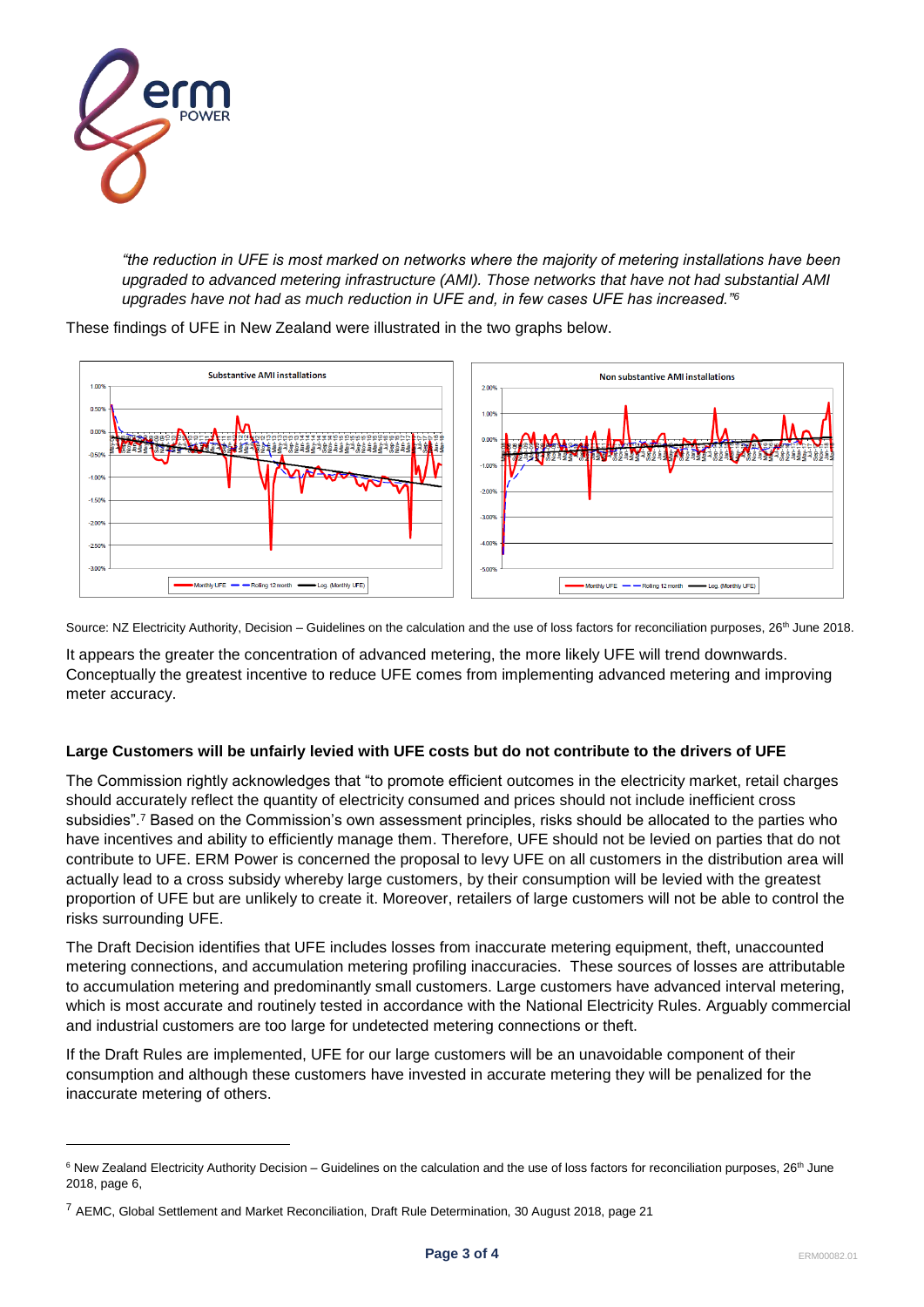*"the reduction in UFE is most marked on networks where the majority of metering installations have been upgraded to advanced metering infrastructure (AMI). Those networks that have not had substantial AMI upgrades have not had as much reduction in UFE and, in few cases UFE has increased."*[6]

These findings of UFE in New Zealand were illustrated in the two graphs below.

Source: NZ Electricity Authority, Decision – Guidelines on the calculation and the use of loss factors for reconciliation purposes, 26th June 2018.

It appears the greater the concentration of advanced metering, the more likely UFE will trend downwards. Conceptually the greatest incentive to reduce UFE comes from implementing advanced metering and improving meter accuracy.

**Large Customers will be unfairly levied with UFE costs but do not contribute to the drivers of UFE**

The Commission rightly acknowledges that "to promote efficient outcomes in the electricity market, retail charges should accurately reflect the quantity of electricity consumed and prices should not include inefficient cross subsidies".[7] Based on the Commission's own assessment principles, risks should be allocated to the parties who have incentives and ability to efficiently manage them. Therefore, UFE should not be levied on parties that do not contribute to UFE. ERM Power is concerned the proposal to levy UFE on all customers in the distribution area will actually lead to a cross subsidy whereby large customers, by their consumption will be levied with the greatest proportion of UFE but are unlikely to create it. Moreover, retailers of large customers will not be able to control the risks surrounding UFE.

The Draft Decision identifies that UFE includes losses from inaccurate metering equipment, theft, unaccounted metering connections, and accumulation metering profiling inaccuracies. These sources of losses are attributable to accumulation metering and predominantly small customers. Large customers have advanced interval metering, which is most accurate and routinely tested in accordance with the National Electricity Rules. Arguably commercial and industrial customers are too large for undetected metering connections or theft.

If the Draft Rules are implemented, UFE for our large customers will be an unavoidable component of their consumption and although these customers have invested in accurate metering they will be penalized for the inaccurate metering of others.

---

[6] New Zealand Electricity Authority Decision – Guidelines on the calculation and the use of loss factors for reconciliation purposes, 26th June 2018, page 6,

[7] AEMC, Global Settlement and Market Reconciliation, Draft Rule Determination, 30 August 2018, page 21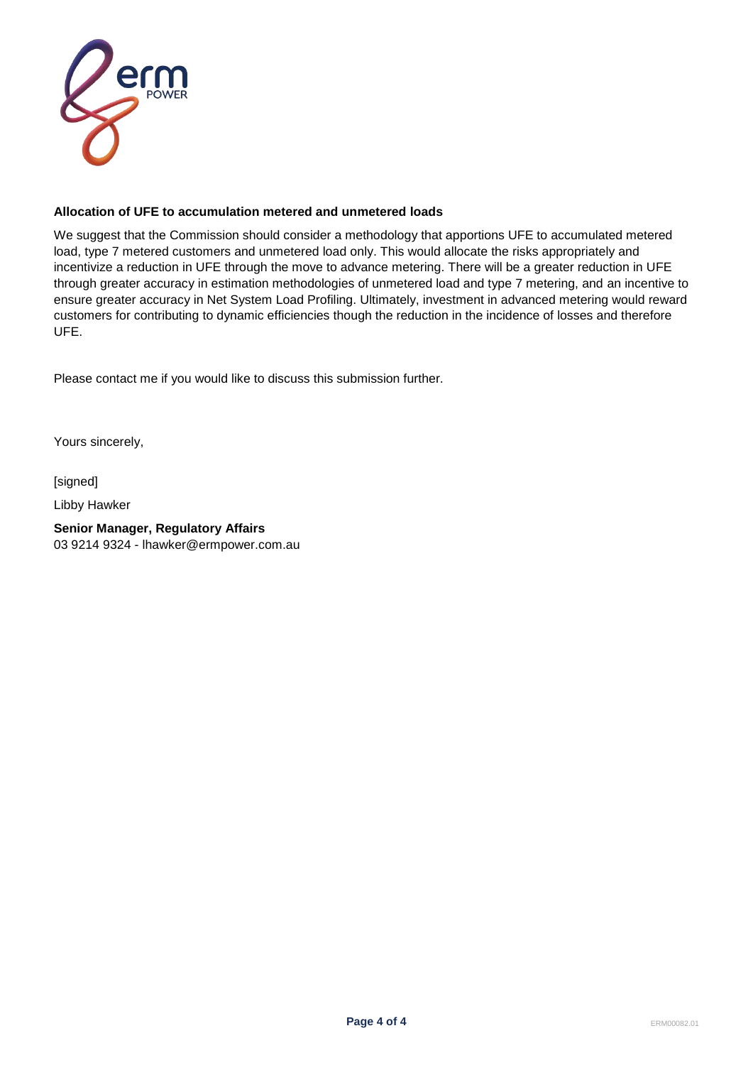**Allocation of UFE to accumulation metered and unmetered loads**

We suggest that the Commission should consider a methodology that apportions UFE to accumulated metered load, type 7 metered customers and unmetered load only. This would allocate the risks appropriately and incentivize a reduction in UFE through the move to advance metering. There will be a greater reduction in UFE through greater accuracy in estimation methodologies of unmetered load and type 7 metering, and an incentive to ensure greater accuracy in Net System Load Profiling. Ultimately, investment in advanced metering would reward customers for contributing to dynamic efficiencies though the reduction in the incidence of losses and therefore UFE.

Please contact me if you would like to discuss this submission further.

Yours sincerely,

[signed]

Libby Hawker

**Senior Manager, Regulatory Affairs**
03 9214 9324 - lhawker@ermpower.com.au